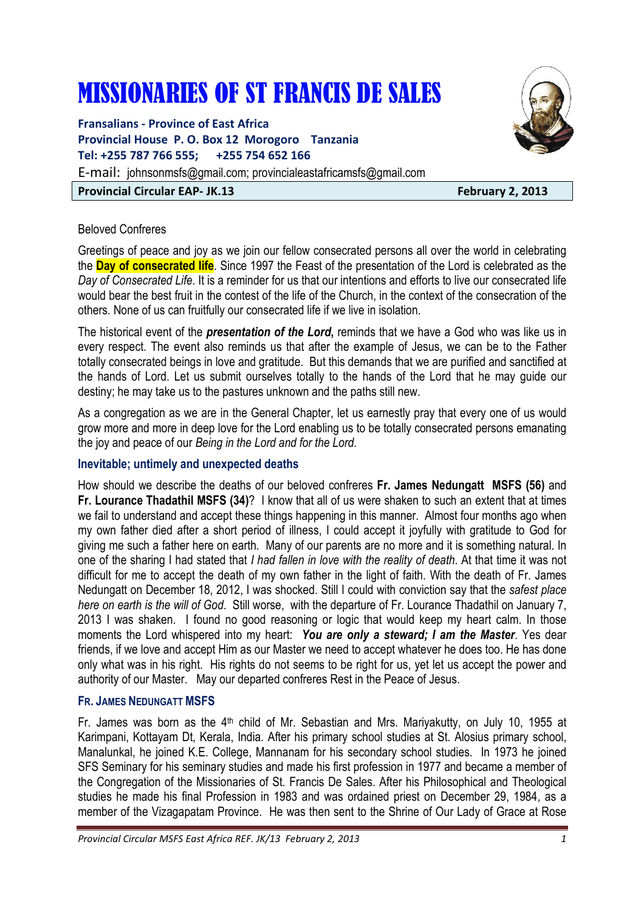# MISSIONARIES OF ST FRANCIS DE SALES

**Fransalians - Province of East Africa**
**Provincial House P. O. Box 12 Morogoro Tanzania**
**Tel: +255 787 766 555; +255 754 652 166**
E-mail: johnsonmsfs@gmail.com; provincialeastafricamsfs@gmail.com

**Provincial Circular EAP- JK.13** **February 2, 2013**

Beloved Confreres

Greetings of peace and joy as we join our fellow consecrated persons all over the world in celebrating the **Day of consecrated life**. Since 1997 the Feast of the presentation of the Lord is celebrated as the *Day of Consecrated Life*. It is a reminder for us that our intentions and efforts to live our consecrated life would bear the best fruit in the contest of the life of the Church, in the context of the consecration of the others. None of us can fruitfully our consecrated life if we live in isolation.

The historical event of the ***presentation of the Lord***, reminds that we have a God who was like us in every respect. The event also reminds us that after the example of Jesus, we can be to the Father totally consecrated beings in love and gratitude. But this demands that we are purified and sanctified at the hands of Lord. Let us submit ourselves totally to the hands of the Lord that he may guide our destiny; he may take us to the pastures unknown and the paths still new.

As a congregation as we are in the General Chapter, let us earnestly pray that every one of us would grow more and more in deep love for the Lord enabling us to be totally consecrated persons emanating the joy and peace of our *Being in the Lord and for the Lord.*

### Inevitable; untimely and unexpected deaths

How should we describe the deaths of our beloved confreres **Fr. James Nedungatt MSFS (56)** and **Fr. Lourance Thadathil MSFS (34)**? I know that all of us were shaken to such an extent that at times we fail to understand and accept these things happening in this manner. Almost four months ago when my own father died after a short period of illness, I could accept it joyfully with gratitude to God for giving me such a father here on earth. Many of our parents are no more and it is something natural. In one of the sharing I had stated that *I had fallen in love with the reality of death*. At that time it was not difficult for me to accept the death of my own father in the light of faith. With the death of Fr. James Nedungatt on December 18, 2012, I was shocked. Still I could with conviction say that the *safest place here on earth is the will of God*. Still worse, with the departure of Fr. Lourance Thadathil on January 7, 2013 I was shaken. I found no good reasoning or logic that would keep my heart calm. In those moments the Lord whispered into my heart: ***You are only a steward; I am the Master***. Yes dear friends, if we love and accept Him as our Master we need to accept whatever he does too. He has done only what was in his right. His rights do not seems to be right for us, yet let us accept the power and authority of our Master. May our departed confreres Rest in the Peace of Jesus.

### FR. JAMES NEDUNGATT MSFS

Fr. James was born as the 4th child of Mr. Sebastian and Mrs. Mariyakutty, on July 10, 1955 at Karimpani, Kottayam Dt, Kerala, India. After his primary school studies at St. Alosius primary school, Manalunkal, he joined K.E. College, Mannanam for his secondary school studies. In 1973 he joined SFS Seminary for his seminary studies and made his first profession in 1977 and became a member of the Congregation of the Missionaries of St. Francis De Sales. After his Philosophical and Theological studies he made his final Profession in 1983 and was ordained priest on December 29, 1984, as a member of the Vizagapatam Province. He was then sent to the Shrine of Our Lady of Grace at Rose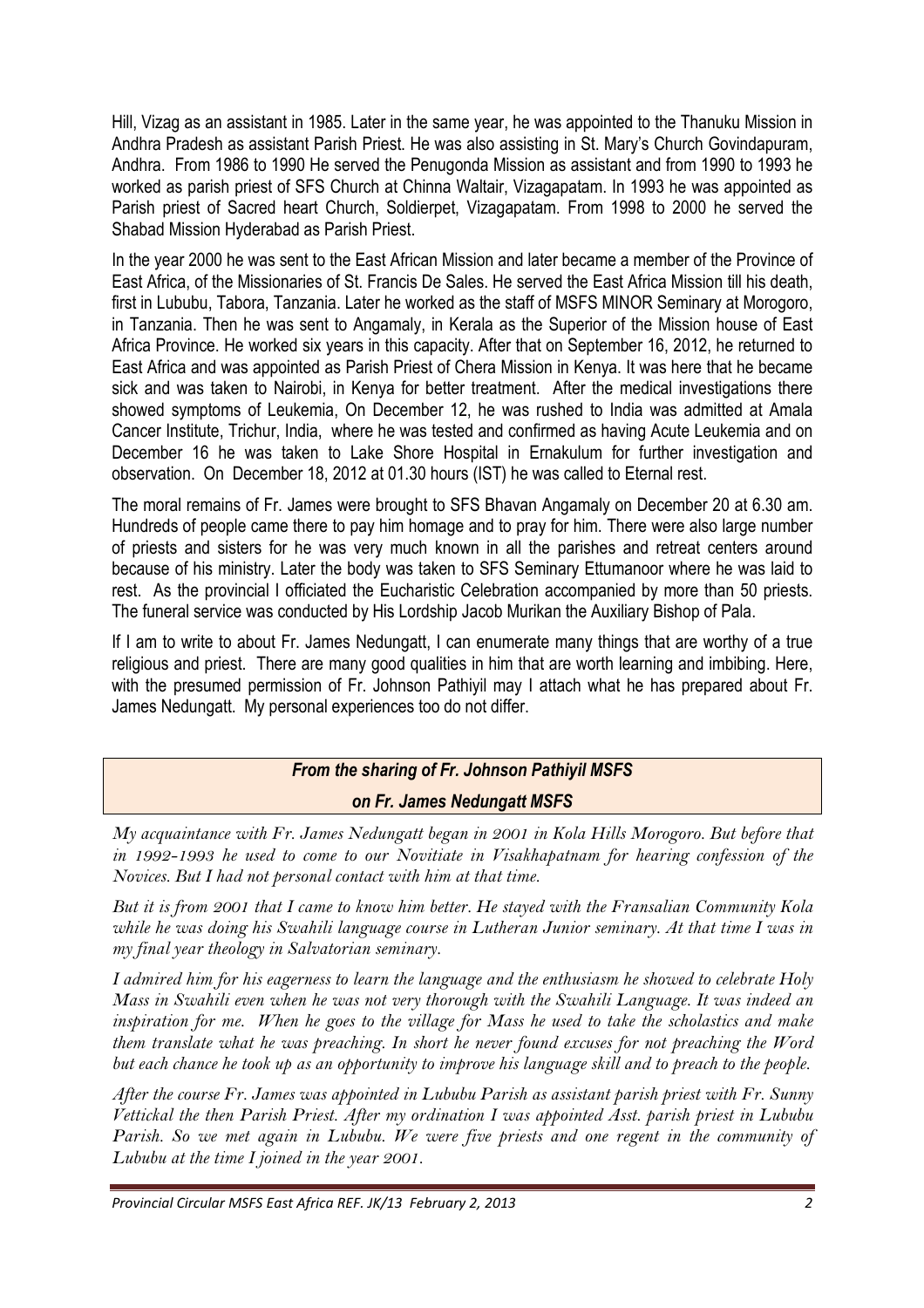Hill, Vizag as an assistant in 1985. Later in the same year, he was appointed to the Thanuku Mission in Andhra Pradesh as assistant Parish Priest. He was also assisting in St. Mary's Church Govindapuram, Andhra. From 1986 to 1990 He served the Penugonda Mission as assistant and from 1990 to 1993 he worked as parish priest of SFS Church at Chinna Waltair, Vizagapatam. In 1993 he was appointed as Parish priest of Sacred heart Church, Soldierpet, Vizagapatam. From 1998 to 2000 he served the Shabad Mission Hyderabad as Parish Priest.

In the year 2000 he was sent to the East African Mission and later became a member of the Province of East Africa, of the Missionaries of St. Francis De Sales. He served the East Africa Mission till his death, first in Lububu, Tabora, Tanzania. Later he worked as the staff of MSFS MINOR Seminary at Morogoro, in Tanzania. Then he was sent to Angamaly, in Kerala as the Superior of the Mission house of East Africa Province. He worked six years in this capacity. After that on September 16, 2012, he returned to East Africa and was appointed as Parish Priest of Chera Mission in Kenya. It was here that he became sick and was taken to Nairobi, in Kenya for better treatment. After the medical investigations there showed symptoms of Leukemia, On December 12, he was rushed to India was admitted at Amala Cancer Institute, Trichur, India, where he was tested and confirmed as having Acute Leukemia and on December 16 he was taken to Lake Shore Hospital in Ernakulum for further investigation and observation. On December 18, 2012 at 01.30 hours (IST) he was called to Eternal rest.

The moral remains of Fr. James were brought to SFS Bhavan Angamaly on December 20 at 6.30 am. Hundreds of people came there to pay him homage and to pray for him. There were also large number of priests and sisters for he was very much known in all the parishes and retreat centers around because of his ministry. Later the body was taken to SFS Seminary Ettumanoor where he was laid to rest. As the provincial I officiated the Eucharistic Celebration accompanied by more than 50 priests. The funeral service was conducted by His Lordship Jacob Murikan the Auxiliary Bishop of Pala.

If I am to write to about Fr. James Nedungatt, I can enumerate many things that are worthy of a true religious and priest. There are many good qualities in him that are worth learning and imbibing. Here, with the presumed permission of Fr. Johnson Pathiyil may I attach what he has prepared about Fr. James Nedungatt. My personal experiences too do not differ.

### *From the sharing of Fr. Johnson Pathiyil MSFS on Fr. James Nedungatt MSFS*

*My acquaintance with Fr. James Nedungatt began in 2001 in Kola Hills Morogoro. But before that in 1992-1993 he used to come to our Novitiate in Visakhapatnam for hearing confession of the Novices. But I had not personal contact with him at that time.*

*But it is from 2001 that I came to know him better. He stayed with the Fransalian Community Kola while he was doing his Swahili language course in Lutheran Junior seminary. At that time I was in my final year theology in Salvatorian seminary.*

*I admired him for his eagerness to learn the language and the enthusiasm he showed to celebrate Holy Mass in Swahili even when he was not very thorough with the Swahili Language. It was indeed an inspiration for me. When he goes to the village for Mass he used to take the scholastics and make them translate what he was preaching. In short he never found excuses for not preaching the Word but each chance he took up as an opportunity to improve his language skill and to preach to the people.*

*After the course Fr. James was appointed in Lububu Parish as assistant parish priest with Fr. Sunny Vettickal the then Parish Priest. After my ordination I was appointed Asst. parish priest in Lububu Parish. So we met again in Lububu. We were five priests and one regent in the community of Lububu at the time I joined in the year 2001.*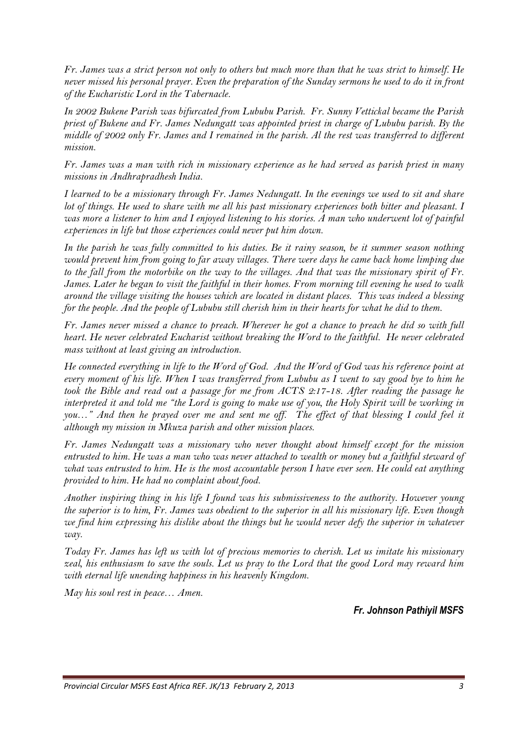*Fr. James was a strict person not only to others but much more than that he was strict to himself. He never missed his personal prayer. Even the preparation of the Sunday sermons he used to do it in front of the Eucharistic Lord in the Tabernacle.*

*In 2002 Bukene Parish was bifurcated from Lububu Parish. Fr. Sunny Vettickal became the Parish priest of Bukene and Fr. James Nedungatt was appointed priest in charge of Lububu parish. By the middle of 2002 only Fr. James and I remained in the parish. Al the rest was transferred to different mission.*

*Fr. James was a man with rich in missionary experience as he had served as parish priest in many missions in Andhrapradhesh India.*

*I learned to be a missionary through Fr. James Nedungatt. In the evenings we used to sit and share lot of things. He used to share with me all his past missionary experiences both bitter and pleasant. I was more a listener to him and I enjoyed listening to his stories. A man who underwent lot of painful experiences in life but those experiences could never put him down.*

*In the parish he was fully committed to his duties. Be it rainy season, be it summer season nothing would prevent him from going to far away villages. There were days he came back home limping due to the fall from the motorbike on the way to the villages. And that was the missionary spirit of Fr. James. Later he began to visit the faithful in their homes. From morning till evening he used to walk around the village visiting the houses which are located in distant places. This was indeed a blessing for the people. And the people of Lububu still cherish him in their hearts for what he did to them.*

*Fr. James never missed a chance to preach. Wherever he got a chance to preach he did so with full heart. He never celebrated Eucharist without breaking the Word to the faithful. He never celebrated mass without at least giving an introduction.*

*He connected everything in life to the Word of God. And the Word of God was his reference point at every moment of his life. When I was transferred from Lububu as I went to say good bye to him he took the Bible and read out a passage for me from ACTS 2:17-18. After reading the passage he interpreted it and told me "the Lord is going to make use of you, the Holy Spirit will be working in you…" And then he prayed over me and sent me off. The effect of that blessing I could feel it although my mission in Mkuza parish and other mission places.*

*Fr. James Nedungatt was a missionary who never thought about himself except for the mission entrusted to him. He was a man who was never attached to wealth or money but a faithful steward of what was entrusted to him. He is the most accountable person I have ever seen. He could eat anything provided to him. He had no complaint about food.*

*Another inspiring thing in his life I found was his submissiveness to the authority. However young the superior is to him, Fr. James was obedient to the superior in all his missionary life. Even though we find him expressing his dislike about the things but he would never defy the superior in whatever way.*

*Today Fr. James has left us with lot of precious memories to cherish. Let us imitate his missionary zeal, his enthusiasm to save the souls. Let us pray to the Lord that the good Lord may reward him with eternal life unending happiness in his heavenly Kingdom.*

*May his soul rest in peace… Amen.*

***Fr. Johnson Pathiyil MSFS***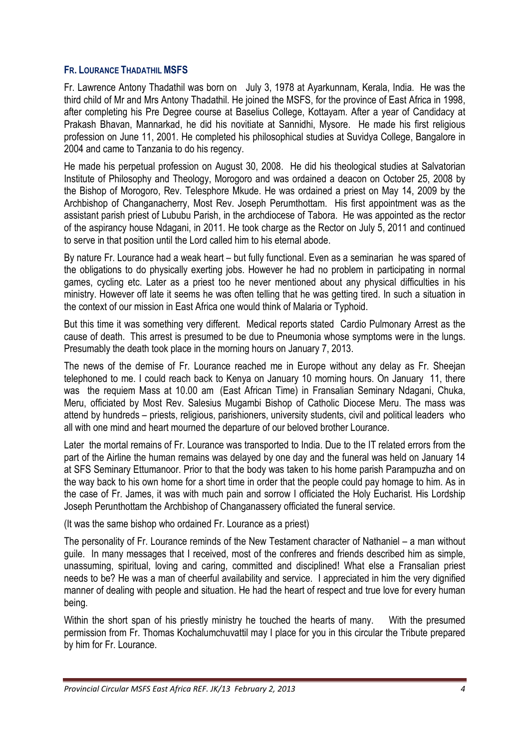## FR. LOURANCE THADATHIL MSFS

Fr. Lawrence Antony Thadathil was born on July 3, 1978 at Ayarkunnam, Kerala, India. He was the third child of Mr and Mrs Antony Thadathil. He joined the MSFS, for the province of East Africa in 1998, after completing his Pre Degree course at Baselius College, Kottayam. After a year of Candidacy at Prakash Bhavan, Mannarkad, he did his novitiate at Sannidhi, Mysore. He made his first religious profession on June 11, 2001. He completed his philosophical studies at Suvidya College, Bangalore in 2004 and came to Tanzania to do his regency.

He made his perpetual profession on August 30, 2008. He did his theological studies at Salvatorian Institute of Philosophy and Theology, Morogoro and was ordained a deacon on October 25, 2008 by the Bishop of Morogoro, Rev. Telesphore Mkude. He was ordained a priest on May 14, 2009 by the Archbishop of Changanacherry, Most Rev. Joseph Perumthottam. His first appointment was as the assistant parish priest of Lububu Parish, in the archdiocese of Tabora. He was appointed as the rector of the aspirancy house Ndagani, in 2011. He took charge as the Rector on July 5, 2011 and continued to serve in that position until the Lord called him to his eternal abode.

By nature Fr. Lourance had a weak heart – but fully functional. Even as a seminarian he was spared of the obligations to do physically exerting jobs. However he had no problem in participating in normal games, cycling etc. Later as a priest too he never mentioned about any physical difficulties in his ministry. However off late it seems he was often telling that he was getting tired. In such a situation in the context of our mission in East Africa one would think of Malaria or Typhoid.

But this time it was something very different. Medical reports stated Cardio Pulmonary Arrest as the cause of death. This arrest is presumed to be due to Pneumonia whose symptoms were in the lungs. Presumably the death took place in the morning hours on January 7, 2013.

The news of the demise of Fr. Lourance reached me in Europe without any delay as Fr. Sheejan telephoned to me. I could reach back to Kenya on January 10 morning hours. On January 11, there was the requiem Mass at 10.00 am (East African Time) in Fransalian Seminary Ndagani, Chuka, Meru, officiated by Most Rev. Salesius Mugambi Bishop of Catholic Diocese Meru. The mass was attend by hundreds – priests, religious, parishioners, university students, civil and political leaders who all with one mind and heart mourned the departure of our beloved brother Lourance.

Later the mortal remains of Fr. Lourance was transported to India. Due to the IT related errors from the part of the Airline the human remains was delayed by one day and the funeral was held on January 14 at SFS Seminary Ettumanoor. Prior to that the body was taken to his home parish Parampuzha and on the way back to his own home for a short time in order that the people could pay homage to him. As in the case of Fr. James, it was with much pain and sorrow I officiated the Holy Eucharist. His Lordship Joseph Perunthottam the Archbishop of Changanassery officiated the funeral service.

(It was the same bishop who ordained Fr. Lourance as a priest)

The personality of Fr. Lourance reminds of the New Testament character of Nathaniel – a man without guile. In many messages that I received, most of the confreres and friends described him as simple, unassuming, spiritual, loving and caring, committed and disciplined! What else a Fransalian priest needs to be? He was a man of cheerful availability and service. I appreciated in him the very dignified manner of dealing with people and situation. He had the heart of respect and true love for every human being.

Within the short span of his priestly ministry he touched the hearts of many. With the presumed permission from Fr. Thomas Kochalumchuvattil may I place for you in this circular the Tribute prepared by him for Fr. Lourance.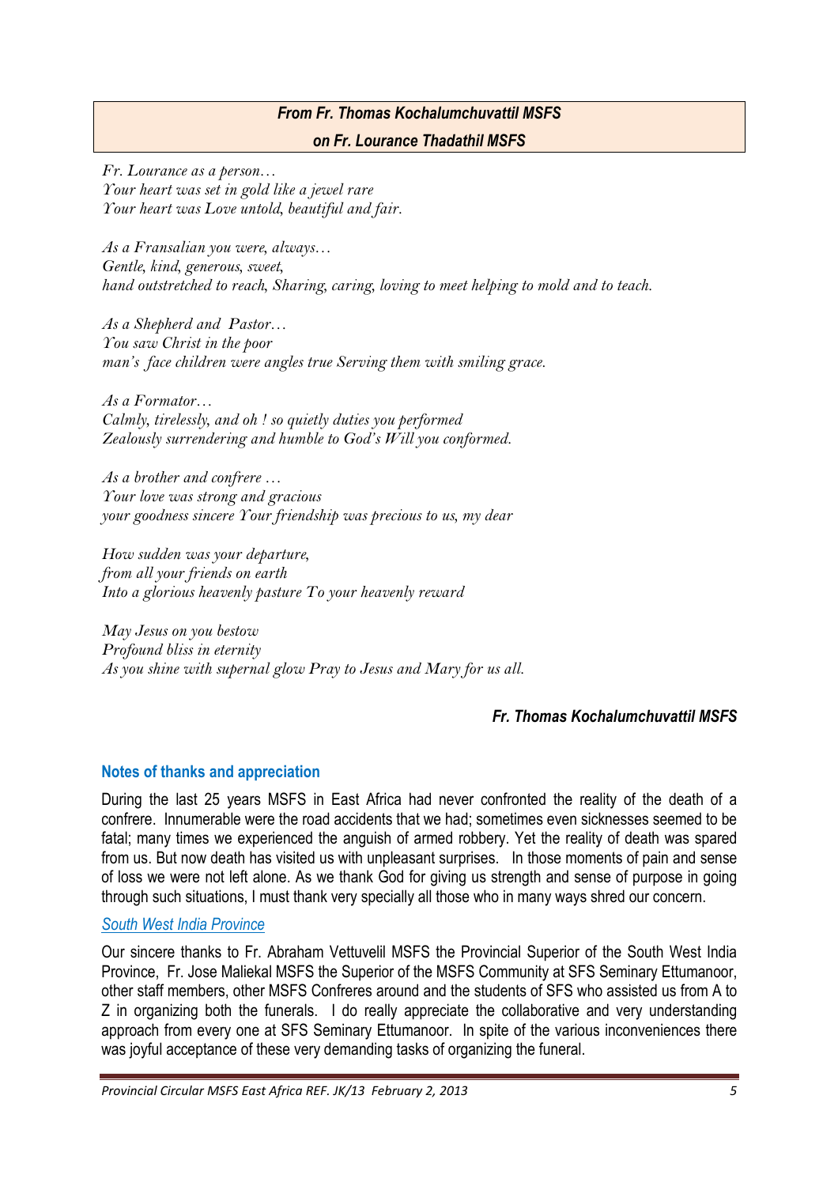***From Fr. Thomas Kochalumchuvattil MSFS***
***on Fr. Lourance Thadathil MSFS***

*Fr. Lourance as a person…*
*Your heart was set in gold like a jewel rare*
*Your heart was Love untold, beautiful and fair.*

*As a Fransalian you were, always…*
*Gentle, kind, generous, sweet,*
*hand outstretched to reach, Sharing, caring, loving to meet helping to mold and to teach.*

*As a Shepherd and Pastor…*
*You saw Christ in the poor*
*man's face children were angles true Serving them with smiling grace.*

*As a Formator…*
*Calmly, tirelessly, and oh ! so quietly duties you performed*
*Zealously surrendering and humble to God's Will you conformed.*

*As a brother and confrere …*
*Your love was strong and gracious*
*your goodness sincere Your friendship was precious to us, my dear*

*How sudden was your departure,*
*from all your friends on earth*
*Into a glorious heavenly pasture To your heavenly reward*

*May Jesus on you bestow*
*Profound bliss in eternity*
*As you shine with supernal glow Pray to Jesus and Mary for us all.*

***Fr. Thomas Kochalumchuvattil MSFS***

## Notes of thanks and appreciation

During the last 25 years MSFS in East Africa had never confronted the reality of the death of a confrere. Innumerable were the road accidents that we had; sometimes even sicknesses seemed to be fatal; many times we experienced the anguish of armed robbery. Yet the reality of death was spared from us. But now death has visited us with unpleasant surprises. In those moments of pain and sense of loss we were not left alone. As we thank God for giving us strength and sense of purpose in going through such situations, I must thank very specially all those who in many ways shred our concern.

*South West India Province*

Our sincere thanks to Fr. Abraham Vettuvelil MSFS the Provincial Superior of the South West India Province, Fr. Jose Maliekal MSFS the Superior of the MSFS Community at SFS Seminary Ettumanoor, other staff members, other MSFS Confreres around and the students of SFS who assisted us from A to Z in organizing both the funerals. I do really appreciate the collaborative and very understanding approach from every one at SFS Seminary Ettumanoor. In spite of the various inconveniences there was joyful acceptance of these very demanding tasks of organizing the funeral.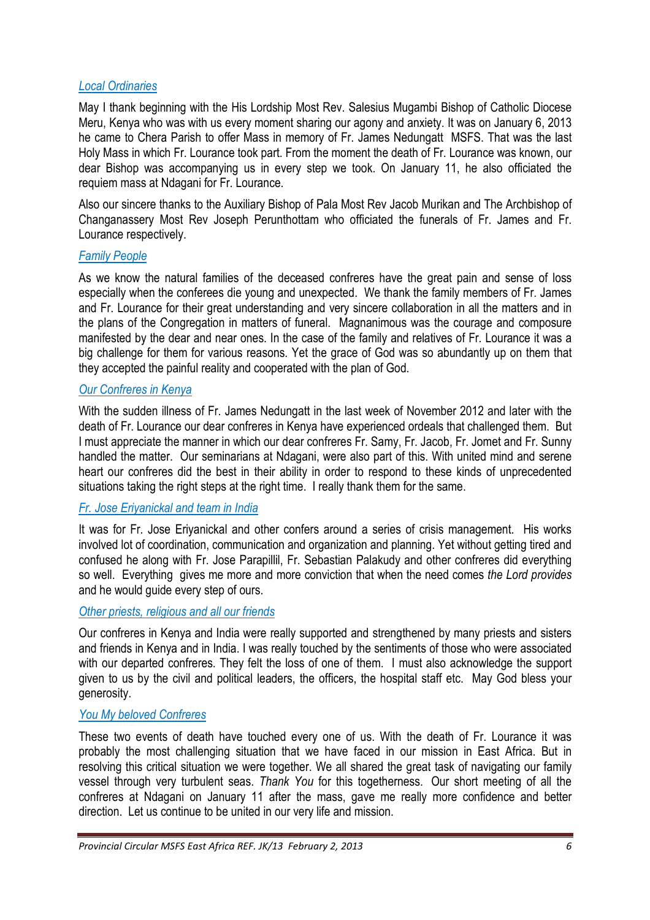### *Local Ordinaries*

May I thank beginning with the His Lordship Most Rev. Salesius Mugambi Bishop of Catholic Diocese Meru, Kenya who was with us every moment sharing our agony and anxiety. It was on January 6, 2013 he came to Chera Parish to offer Mass in memory of Fr. James Nedungatt MSFS. That was the last Holy Mass in which Fr. Lourance took part. From the moment the death of Fr. Lourance was known, our dear Bishop was accompanying us in every step we took. On January 11, he also officiated the requiem mass at Ndagani for Fr. Lourance.

Also our sincere thanks to the Auxiliary Bishop of Pala Most Rev Jacob Murikan and The Archbishop of Changanassery Most Rev Joseph Perunthottam who officiated the funerals of Fr. James and Fr. Lourance respectively.

### *Family People*

As we know the natural families of the deceased confreres have the great pain and sense of loss especially when the conferees die young and unexpected. We thank the family members of Fr. James and Fr. Lourance for their great understanding and very sincere collaboration in all the matters and in the plans of the Congregation in matters of funeral. Magnanimous was the courage and composure manifested by the dear and near ones. In the case of the family and relatives of Fr. Lourance it was a big challenge for them for various reasons. Yet the grace of God was so abundantly up on them that they accepted the painful reality and cooperated with the plan of God.

### *Our Confreres in Kenya*

With the sudden illness of Fr. James Nedungatt in the last week of November 2012 and later with the death of Fr. Lourance our dear confreres in Kenya have experienced ordeals that challenged them. But I must appreciate the manner in which our dear confreres Fr. Samy, Fr. Jacob, Fr. Jomet and Fr. Sunny handled the matter. Our seminarians at Ndagani, were also part of this. With united mind and serene heart our confreres did the best in their ability in order to respond to these kinds of unprecedented situations taking the right steps at the right time. I really thank them for the same.

### *Fr. Jose Eriyanickal and team in India*

It was for Fr. Jose Eriyanickal and other confers around a series of crisis management. His works involved lot of coordination, communication and organization and planning. Yet without getting tired and confused he along with Fr. Jose Parapillil, Fr. Sebastian Palakudy and other confreres did everything so well. Everything gives me more and more conviction that when the need comes *the Lord provides* and he would guide every step of ours.

### *Other priests, religious and all our friends*

Our confreres in Kenya and India were really supported and strengthened by many priests and sisters and friends in Kenya and in India. I was really touched by the sentiments of those who were associated with our departed confreres. They felt the loss of one of them. I must also acknowledge the support given to us by the civil and political leaders, the officers, the hospital staff etc. May God bless your generosity.

### *You My beloved Confreres*

These two events of death have touched every one of us. With the death of Fr. Lourance it was probably the most challenging situation that we have faced in our mission in East Africa. But in resolving this critical situation we were together. We all shared the great task of navigating our family vessel through very turbulent seas. *Thank You* for this togetherness. Our short meeting of all the confreres at Ndagani on January 11 after the mass, gave me really more confidence and better direction. Let us continue to be united in our very life and mission.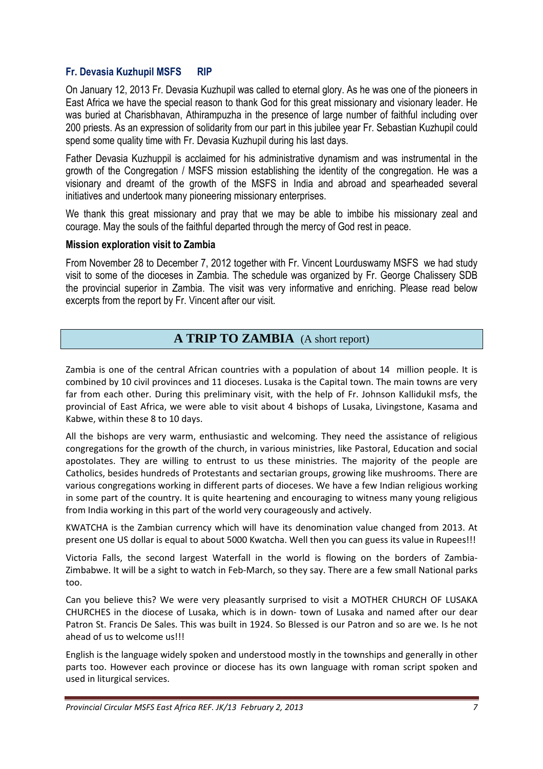### Fr. Devasia Kuzhupil MSFS RIP

On January 12, 2013 Fr. Devasia Kuzhupil was called to eternal glory. As he was one of the pioneers in East Africa we have the special reason to thank God for this great missionary and visionary leader. He was buried at Charisbhavan, Athirampuzha in the presence of large number of faithful including over 200 priests. As an expression of solidarity from our part in this jubilee year Fr. Sebastian Kuzhupil could spend some quality time with Fr. Devasia Kuzhupil during his last days.

Father Devasia Kuzhuppil is acclaimed for his administrative dynamism and was instrumental in the growth of the Congregation / MSFS mission establishing the identity of the congregation. He was a visionary and dreamt of the growth of the MSFS in India and abroad and spearheaded several initiatives and undertook many pioneering missionary enterprises.

We thank this great missionary and pray that we may be able to imbibe his missionary zeal and courage. May the souls of the faithful departed through the mercy of God rest in peace.

### Mission exploration visit to Zambia

From November 28 to December 7, 2012 together with Fr. Vincent Lourduswamy MSFS we had study visit to some of the dioceses in Zambia. The schedule was organized by Fr. George Chalissery SDB the provincial superior in Zambia. The visit was very informative and enriching. Please read below excerpts from the report by Fr. Vincent after our visit.

## A TRIP TO ZAMBIA (A short report)

Zambia is one of the central African countries with a population of about 14 million people. It is combined by 10 civil provinces and 11 dioceses. Lusaka is the Capital town. The main towns are very far from each other. During this preliminary visit, with the help of Fr. Johnson Kallidukil msfs, the provincial of East Africa, we were able to visit about 4 bishops of Lusaka, Livingstone, Kasama and Kabwe, within these 8 to 10 days.

All the bishops are very warm, enthusiastic and welcoming. They need the assistance of religious congregations for the growth of the church, in various ministries, like Pastoral, Education and social apostolates. They are willing to entrust to us these ministries. The majority of the people are Catholics, besides hundreds of Protestants and sectarian groups, growing like mushrooms. There are various congregations working in different parts of dioceses. We have a few Indian religious working in some part of the country. It is quite heartening and encouraging to witness many young religious from India working in this part of the world very courageously and actively.

KWATCHA is the Zambian currency which will have its denomination value changed from 2013. At present one US dollar is equal to about 5000 Kwatcha. Well then you can guess its value in Rupees!!!

Victoria Falls, the second largest Waterfall in the world is flowing on the borders of Zambia-Zimbabwe. It will be a sight to watch in Feb-March, so they say. There are a few small National parks too.

Can you believe this? We were very pleasantly surprised to visit a MOTHER CHURCH OF LUSAKA CHURCHES in the diocese of Lusaka, which is in down- town of Lusaka and named after our dear Patron St. Francis De Sales. This was built in 1924. So Blessed is our Patron and so are we. Is he not ahead of us to welcome us!!!

English is the language widely spoken and understood mostly in the townships and generally in other parts too. However each province or diocese has its own language with roman script spoken and used in liturgical services.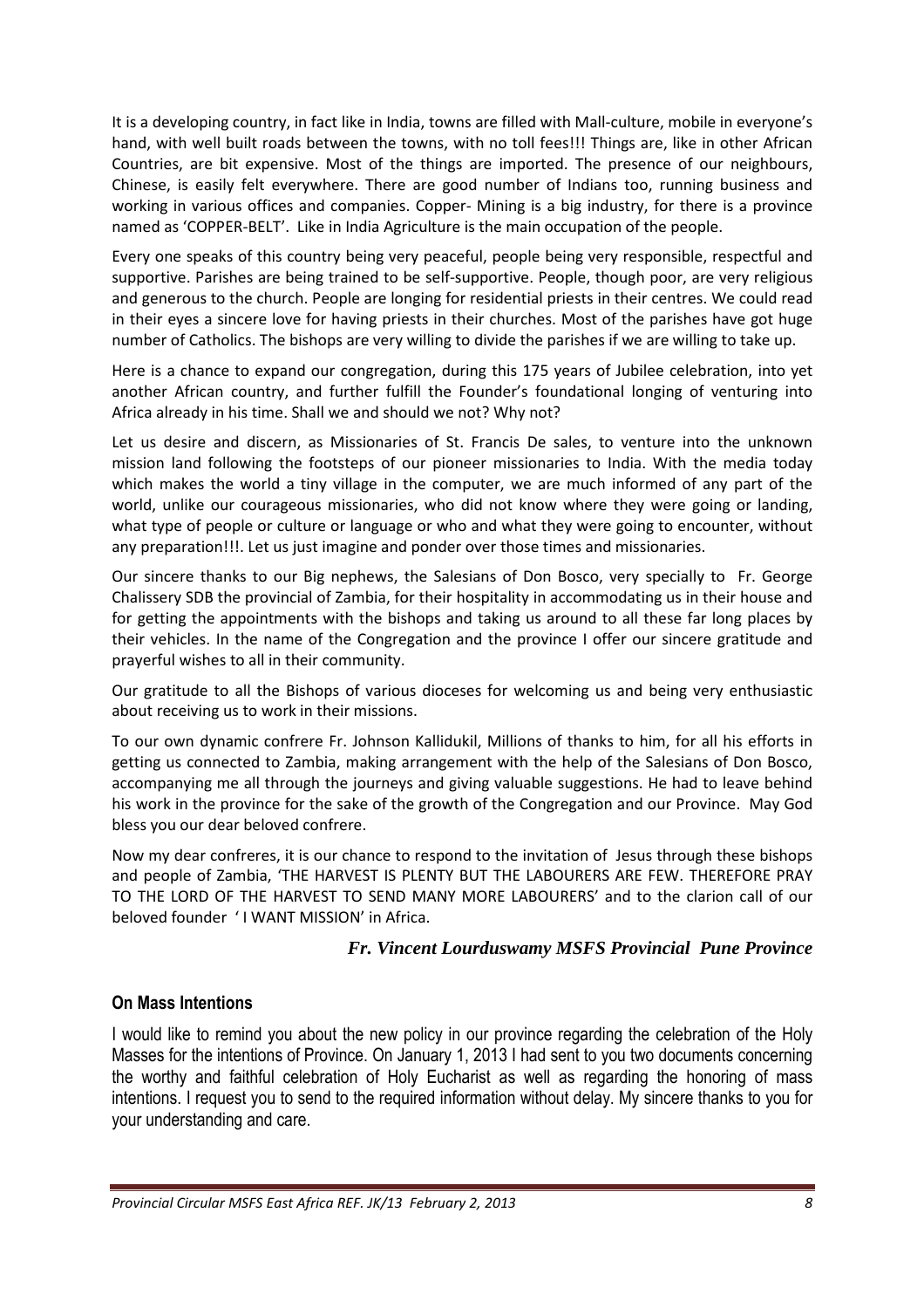It is a developing country, in fact like in India, towns are filled with Mall-culture, mobile in everyone's hand, with well built roads between the towns, with no toll fees!!! Things are, like in other African Countries, are bit expensive. Most of the things are imported. The presence of our neighbours, Chinese, is easily felt everywhere. There are good number of Indians too, running business and working in various offices and companies. Copper- Mining is a big industry, for there is a province named as 'COPPER-BELT'. Like in India Agriculture is the main occupation of the people.

Every one speaks of this country being very peaceful, people being very responsible, respectful and supportive. Parishes are being trained to be self-supportive. People, though poor, are very religious and generous to the church. People are longing for residential priests in their centres. We could read in their eyes a sincere love for having priests in their churches. Most of the parishes have got huge number of Catholics. The bishops are very willing to divide the parishes if we are willing to take up.

Here is a chance to expand our congregation, during this 175 years of Jubilee celebration, into yet another African country, and further fulfill the Founder's foundational longing of venturing into Africa already in his time. Shall we and should we not? Why not?

Let us desire and discern, as Missionaries of St. Francis De sales, to venture into the unknown mission land following the footsteps of our pioneer missionaries to India. With the media today which makes the world a tiny village in the computer, we are much informed of any part of the world, unlike our courageous missionaries, who did not know where they were going or landing, what type of people or culture or language or who and what they were going to encounter, without any preparation!!!. Let us just imagine and ponder over those times and missionaries.

Our sincere thanks to our Big nephews, the Salesians of Don Bosco, very specially to Fr. George Chalissery SDB the provincial of Zambia, for their hospitality in accommodating us in their house and for getting the appointments with the bishops and taking us around to all these far long places by their vehicles. In the name of the Congregation and the province I offer our sincere gratitude and prayerful wishes to all in their community.

Our gratitude to all the Bishops of various dioceses for welcoming us and being very enthusiastic about receiving us to work in their missions.

To our own dynamic confrere Fr. Johnson Kallidukil, Millions of thanks to him, for all his efforts in getting us connected to Zambia, making arrangement with the help of the Salesians of Don Bosco, accompanying me all through the journeys and giving valuable suggestions. He had to leave behind his work in the province for the sake of the growth of the Congregation and our Province. May God bless you our dear beloved confrere.

Now my dear confreres, it is our chance to respond to the invitation of Jesus through these bishops and people of Zambia, 'THE HARVEST IS PLENTY BUT THE LABOURERS ARE FEW. THEREFORE PRAY TO THE LORD OF THE HARVEST TO SEND MANY MORE LABOURERS' and to the clarion call of our beloved founder ' I WANT MISSION' in Africa.

*__Fr. Vincent Lourduswamy MSFS Provincial Pune Province__*

## On Mass Intentions

I would like to remind you about the new policy in our province regarding the celebration of the Holy Masses for the intentions of Province. On January 1, 2013 I had sent to you two documents concerning the worthy and faithful celebration of Holy Eucharist as well as regarding the honoring of mass intentions. I request you to send to the required information without delay. My sincere thanks to you for your understanding and care.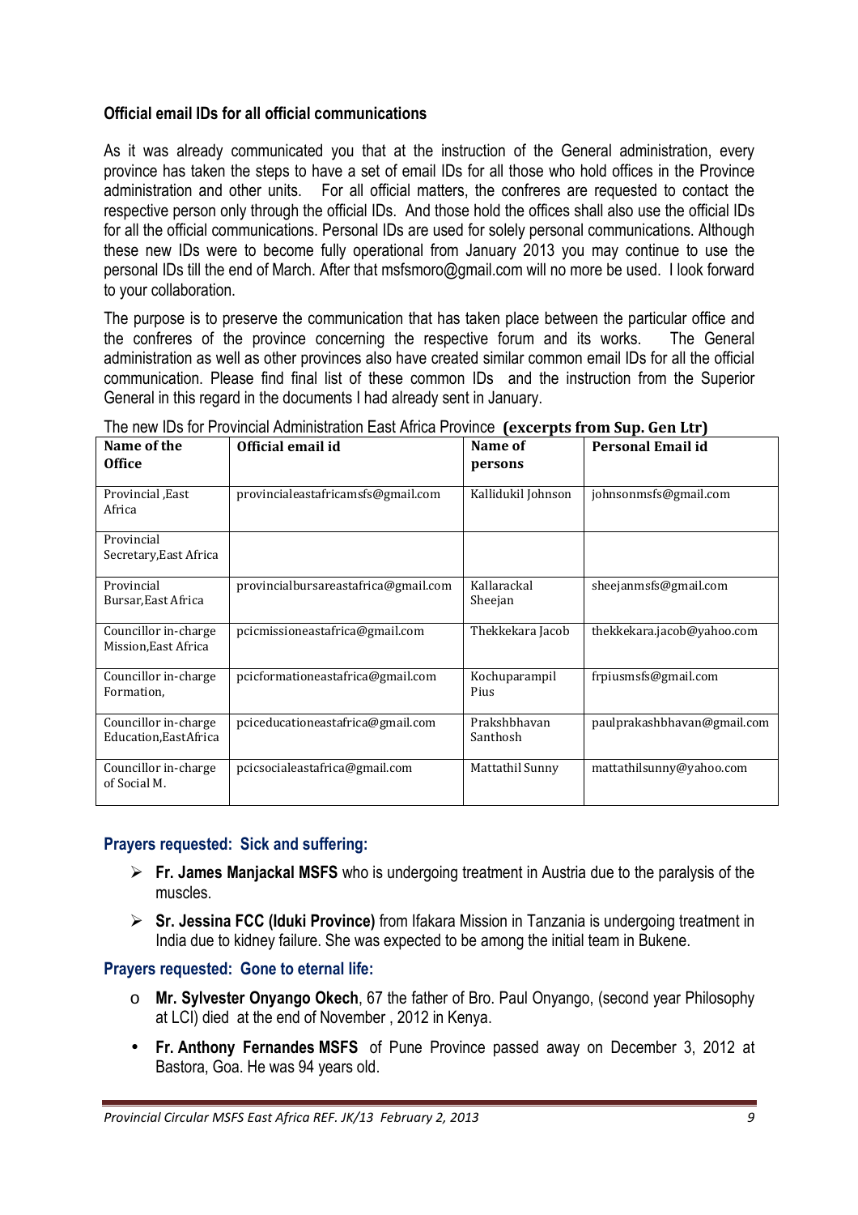**Official email IDs for all official communications**

As it was already communicated you that at the instruction of the General administration, every province has taken the steps to have a set of email IDs for all those who hold offices in the Province administration and other units. For all official matters, the confreres are requested to contact the respective person only through the official IDs. And those hold the offices shall also use the official IDs for all the official communications. Personal IDs are used for solely personal communications. Although these new IDs were to become fully operational from January 2013 you may continue to use the personal IDs till the end of March. After that msfsmoro@gmail.com will no more be used. I look forward to your collaboration.

The purpose is to preserve the communication that has taken place between the particular office and the confreres of the province concerning the respective forum and its works. The General administration as well as other provinces also have created similar common email IDs for all the official communication. Please find final list of these common IDs and the instruction from the Superior General in this regard in the documents I had already sent in January.

The new IDs for Provincial Administration East Africa Province **(excerpts from Sup. Gen Ltr)**

| Name of the Office | Official email id | Name of persons | Personal Email id |
|---|---|---|---|
| Provincial ,East Africa | provincialeastafricamsfs@gmail.com | Kallidukil Johnson | johnsonmsfs@gmail.com |
| Provincial Secretary,East Africa | | | |
| Provincial Bursar,East Africa | provincialbursareastafrica@gmail.com | Kallarackal Sheejan | sheejanmsfs@gmail.com |
| Councillor in-charge Mission,East Africa | pcicmissioneastafrica@gmail.com | Thekkekara Jacob | thekkekara.jacob@yahoo.com |
| Councillor in-charge Formation, | pcicformationeastafrica@gmail.com | Kochuparampil Pius | frpiusmsfs@gmail.com |
| Councillor in-charge Education,EastAfrica | pciceducationeastafrica@gmail.com | Prakshbhavan Santhosh | paulprakashbhavan@gmail.com |
| Councillor in-charge of Social M. | pcicsocialeastafrica@gmail.com | Mattathil Sunny | mattathilsunny@yahoo.com |

**Prayers requested: Sick and suffering:**

- **Fr. James Manjackal MSFS** who is undergoing treatment in Austria due to the paralysis of the muscles.
- **Sr. Jessina FCC (Iduki Province)** from Ifakara Mission in Tanzania is undergoing treatment in India due to kidney failure. She was expected to be among the initial team in Bukene.

**Prayers requested: Gone to eternal life:**

- **Mr. Sylvester Onyango Okech**, 67 the father of Bro. Paul Onyango, (second year Philosophy at LCI) died at the end of November , 2012 in Kenya.
- **Fr. Anthony Fernandes MSFS** of Pune Province passed away on December 3, 2012 at Bastora, Goa. He was 94 years old.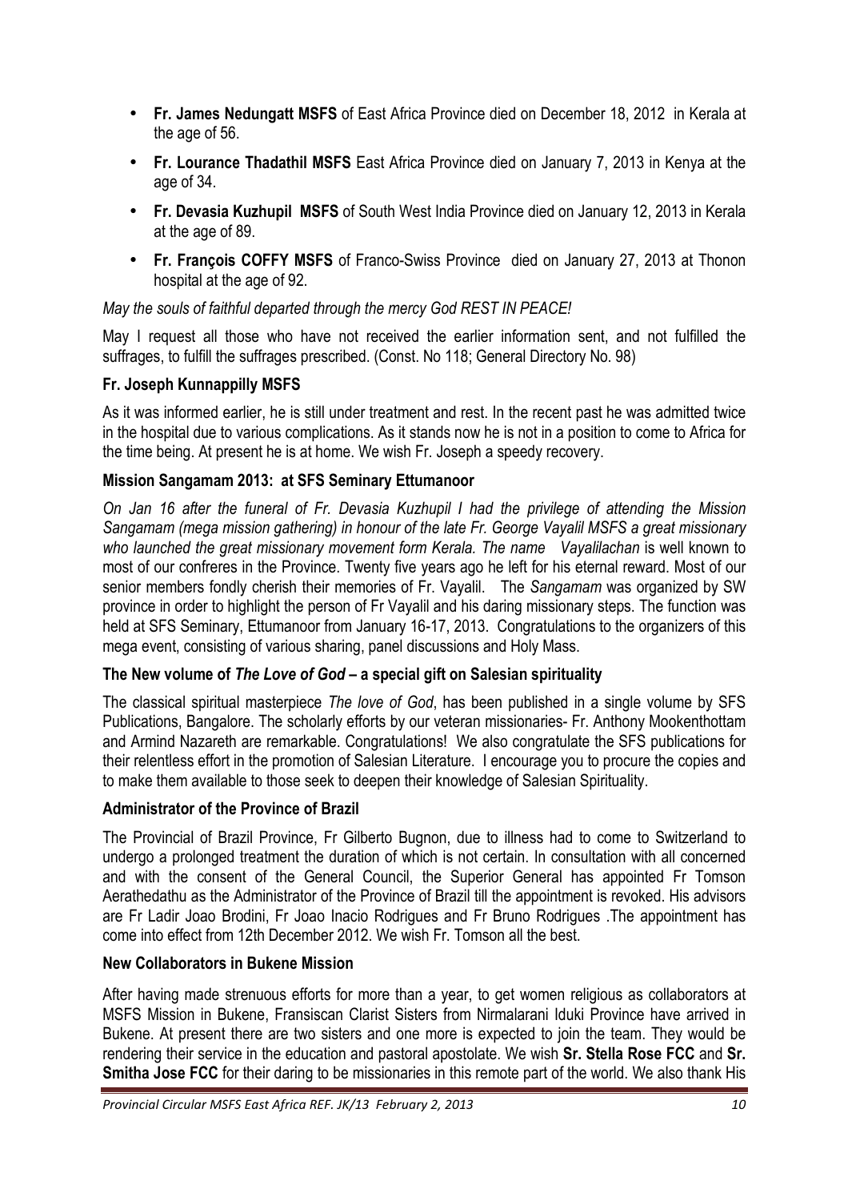- **Fr. James Nedungatt MSFS** of East Africa Province died on December 18, 2012 in Kerala at the age of 56.
- **Fr. Lourance Thadathil MSFS** East Africa Province died on January 7, 2013 in Kenya at the age of 34.
- **Fr. Devasia Kuzhupil MSFS** of South West India Province died on January 12, 2013 in Kerala at the age of 89.
- **Fr. François COFFY MSFS** of Franco-Swiss Province died on January 27, 2013 at Thonon hospital at the age of 92.

*May the souls of faithful departed through the mercy God REST IN PEACE!*

May I request all those who have not received the earlier information sent, and not fulfilled the suffrages, to fulfill the suffrages prescribed. (Const. No 118; General Directory No. 98)

**Fr. Joseph Kunnappilly MSFS**

As it was informed earlier, he is still under treatment and rest. In the recent past he was admitted twice in the hospital due to various complications. As it stands now he is not in a position to come to Africa for the time being. At present he is at home. We wish Fr. Joseph a speedy recovery.

**Mission Sangamam 2013: at SFS Seminary Ettumanoor**

*On Jan 16 after the funeral of Fr. Devasia Kuzhupil I had the privilege of attending the Mission Sangamam (mega mission gathering) in honour of the late Fr. George Vayalil MSFS a great missionary who launched the great missionary movement form Kerala. The name Vayalilachan* is well known to most of our confreres in the Province. Twenty five years ago he left for his eternal reward. Most of our senior members fondly cherish their memories of Fr. Vayalil. The *Sangamam* was organized by SW province in order to highlight the person of Fr Vayalil and his daring missionary steps. The function was held at SFS Seminary, Ettumanoor from January 16-17, 2013. Congratulations to the organizers of this mega event, consisting of various sharing, panel discussions and Holy Mass.

**The New volume of *The Love of God* – a special gift on Salesian spirituality**

The classical spiritual masterpiece *The love of God*, has been published in a single volume by SFS Publications, Bangalore. The scholarly efforts by our veteran missionaries- Fr. Anthony Mookenthottam and Armind Nazareth are remarkable. Congratulations! We also congratulate the SFS publications for their relentless effort in the promotion of Salesian Literature. I encourage you to procure the copies and to make them available to those seek to deepen their knowledge of Salesian Spirituality.

**Administrator of the Province of Brazil**

The Provincial of Brazil Province, Fr Gilberto Bugnon, due to illness had to come to Switzerland to undergo a prolonged treatment the duration of which is not certain. In consultation with all concerned and with the consent of the General Council, the Superior General has appointed Fr Tomson Aerathedathu as the Administrator of the Province of Brazil till the appointment is revoked. His advisors are Fr Ladir Joao Brodini, Fr Joao Inacio Rodrigues and Fr Bruno Rodrigues .The appointment has come into effect from 12th December 2012. We wish Fr. Tomson all the best.

**New Collaborators in Bukene Mission**

After having made strenuous efforts for more than a year, to get women religious as collaborators at MSFS Mission in Bukene, Fransiscan Clarist Sisters from Nirmalarani Iduki Province have arrived in Bukene. At present there are two sisters and one more is expected to join the team. They would be rendering their service in the education and pastoral apostolate. We wish **Sr. Stella Rose FCC** and **Sr. Smitha Jose FCC** for their daring to be missionaries in this remote part of the world. We also thank His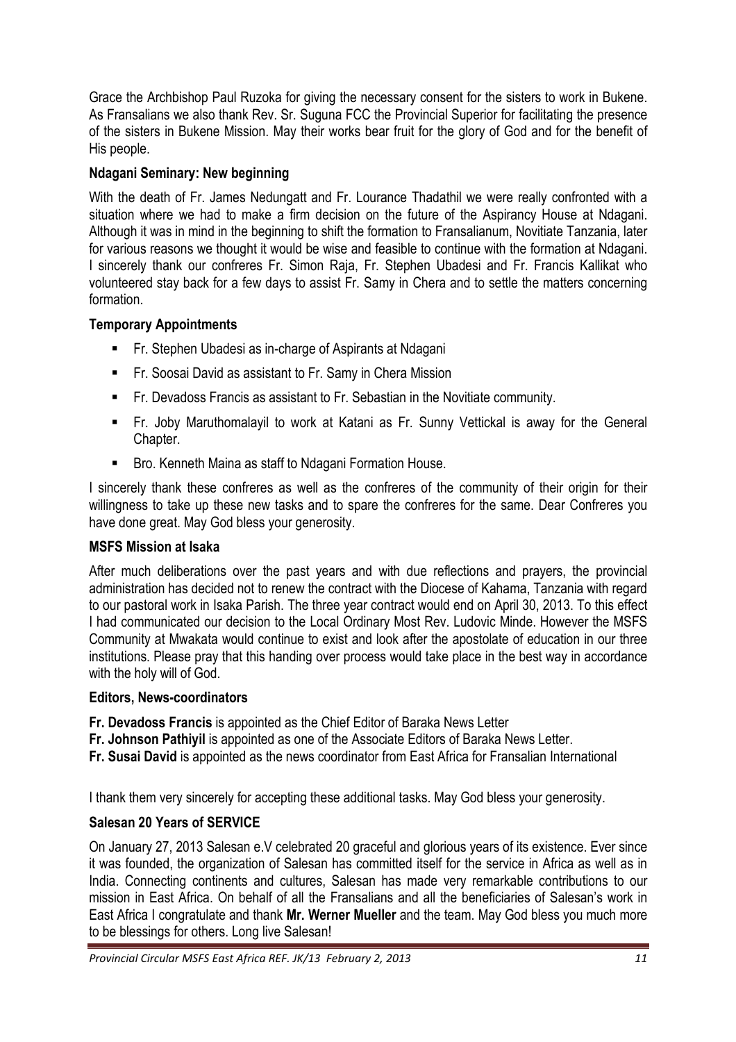Grace the Archbishop Paul Ruzoka for giving the necessary consent for the sisters to work in Bukene. As Fransalians we also thank Rev. Sr. Suguna FCC the Provincial Superior for facilitating the presence of the sisters in Bukene Mission. May their works bear fruit for the glory of God and for the benefit of His people.

### Ndagani Seminary: New beginning

With the death of Fr. James Nedungatt and Fr. Lourance Thadathil we were really confronted with a situation where we had to make a firm decision on the future of the Aspirancy House at Ndagani. Although it was in mind in the beginning to shift the formation to Fransalianum, Novitiate Tanzania, later for various reasons we thought it would be wise and feasible to continue with the formation at Ndagani. I sincerely thank our confreres Fr. Simon Raja, Fr. Stephen Ubadesi and Fr. Francis Kallikat who volunteered stay back for a few days to assist Fr. Samy in Chera and to settle the matters concerning formation.

### Temporary Appointments

- Fr. Stephen Ubadesi as in-charge of Aspirants at Ndagani
- Fr. Soosai David as assistant to Fr. Samy in Chera Mission
- Fr. Devadoss Francis as assistant to Fr. Sebastian in the Novitiate community.
- Fr. Joby Maruthomalayil to work at Katani as Fr. Sunny Vettickal is away for the General Chapter.
- Bro. Kenneth Maina as staff to Ndagani Formation House.

I sincerely thank these confreres as well as the confreres of the community of their origin for their willingness to take up these new tasks and to spare the confreres for the same. Dear Confreres you have done great. May God bless your generosity.

### MSFS Mission at Isaka

After much deliberations over the past years and with due reflections and prayers, the provincial administration has decided not to renew the contract with the Diocese of Kahama, Tanzania with regard to our pastoral work in Isaka Parish. The three year contract would end on April 30, 2013. To this effect I had communicated our decision to the Local Ordinary Most Rev. Ludovic Minde. However the MSFS Community at Mwakata would continue to exist and look after the apostolate of education in our three institutions. Please pray that this handing over process would take place in the best way in accordance with the holy will of God.

### Editors, News-coordinators

**Fr. Devadoss Francis** is appointed as the Chief Editor of Baraka News Letter
**Fr. Johnson Pathiyil** is appointed as one of the Associate Editors of Baraka News Letter.
**Fr. Susai David** is appointed as the news coordinator from East Africa for Fransalian International

I thank them very sincerely for accepting these additional tasks. May God bless your generosity.

### Salesan 20 Years of SERVICE

On January 27, 2013 Salesan e.V celebrated 20 graceful and glorious years of its existence. Ever since it was founded, the organization of Salesan has committed itself for the service in Africa as well as in India. Connecting continents and cultures, Salesan has made very remarkable contributions to our mission in East Africa. On behalf of all the Fransalians and all the beneficiaries of Salesan's work in East Africa I congratulate and thank **Mr. Werner Mueller** and the team. May God bless you much more to be blessings for others. Long live Salesan!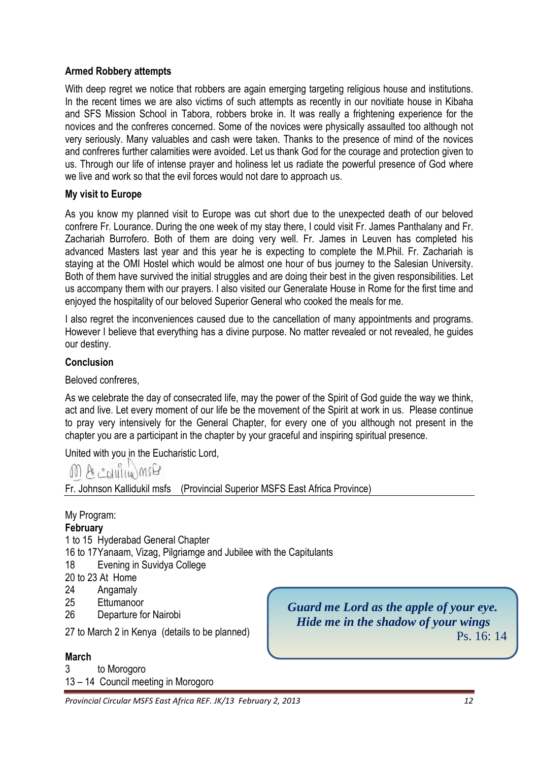**Armed Robbery attempts**

With deep regret we notice that robbers are again emerging targeting religious house and institutions. In the recent times we are also victims of such attempts as recently in our novitiate house in Kibaha and SFS Mission School in Tabora, robbers broke in. It was really a frightening experience for the novices and the confreres concerned. Some of the novices were physically assaulted too although not very seriously. Many valuables and cash were taken. Thanks to the presence of mind of the novices and confreres further calamities were avoided. Let us thank God for the courage and protection given to us. Through our life of intense prayer and holiness let us radiate the powerful presence of God where we live and work so that the evil forces would not dare to approach us.

**My visit to Europe**

As you know my planned visit to Europe was cut short due to the unexpected death of our beloved confrere Fr. Lourance. During the one week of my stay there, I could visit Fr. James Panthalany and Fr. Zachariah Burrofero. Both of them are doing very well. Fr. James in Leuven has completed his advanced Masters last year and this year he is expecting to complete the M.Phil. Fr. Zachariah is staying at the OMI Hostel which would be almost one hour of bus journey to the Salesian University. Both of them have survived the initial struggles and are doing their best in the given responsibilities. Let us accompany them with our prayers. I also visited our Generalate House in Rome for the first time and enjoyed the hospitality of our beloved Superior General who cooked the meals for me.

I also regret the inconveniences caused due to the cancellation of many appointments and programs. However I believe that everything has a divine purpose. No matter revealed or not revealed, he guides our destiny.

**Conclusion**

Beloved confreres,

As we celebrate the day of consecrated life, may the power of the Spirit of God guide the way we think, act and live. Let every moment of our life be the movement of the Spirit at work in us. Please continue to pray very intensively for the General Chapter, for every one of you although not present in the chapter you are a participant in the chapter by your graceful and inspiring spiritual presence.

United with you in the Eucharistic Lord,

Fr. Johnson Kallidukil msfs (Provincial Superior MSFS East Africa Province)

My Program:

**February**

1 to 15 Hyderabad General Chapter
16 to 17 Yanaam, Vizag, Pilgriamge and Jubilee with the Capitulants
18 Evening in Suvidya College
20 to 23 At Home
24 Angamaly
25 Ettumanoor
26 Departure for Nairobi
27 to March 2 in Kenya (details to be planned)

**March**

3 to Morogoro
13 – 14 Council meeting in Morogoro

***Guard me Lord as the apple of your eye.***
***Hide me in the shadow of your wings***
Ps. 16: 14